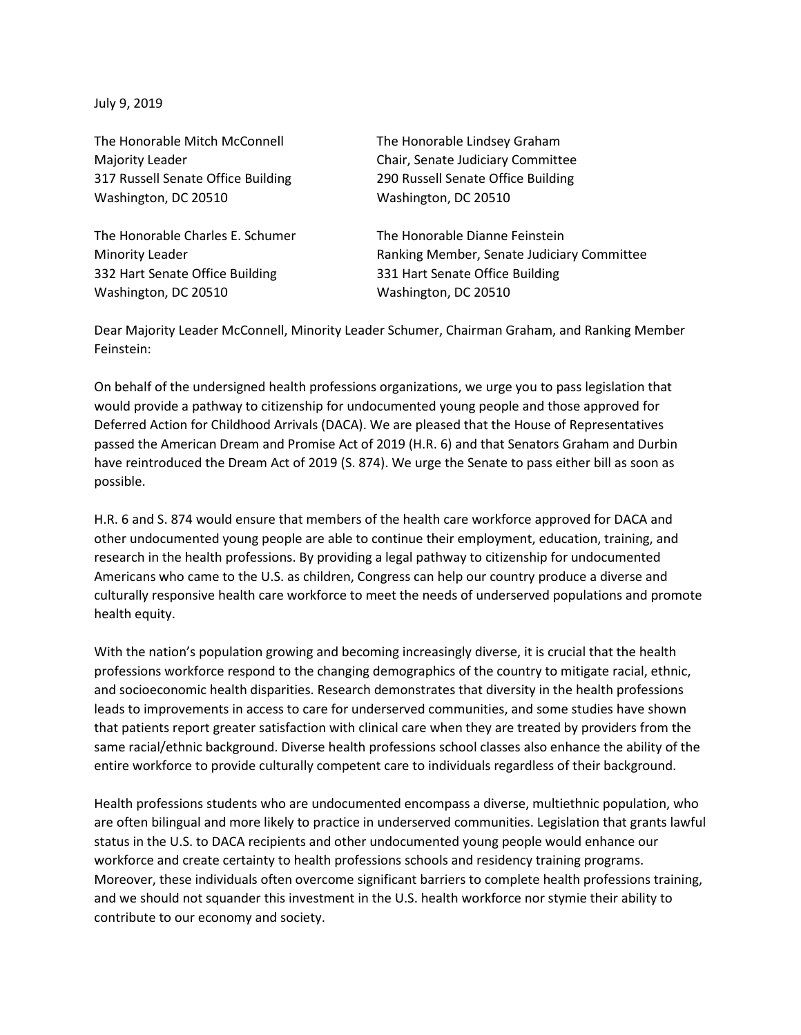July 9, 2019

The Honorable Mitch McConnell
Majority Leader
317 Russell Senate Office Building
Washington, DC 20510

The Honorable Lindsey Graham
Chair, Senate Judiciary Committee
290 Russell Senate Office Building
Washington, DC 20510

The Honorable Charles E. Schumer
Minority Leader
332 Hart Senate Office Building
Washington, DC 20510

The Honorable Dianne Feinstein
Ranking Member, Senate Judiciary Committee
331 Hart Senate Office Building
Washington, DC 20510

Dear Majority Leader McConnell, Minority Leader Schumer, Chairman Graham, and Ranking Member Feinstein:

On behalf of the undersigned health professions organizations, we urge you to pass legislation that would provide a pathway to citizenship for undocumented young people and those approved for Deferred Action for Childhood Arrivals (DACA). We are pleased that the House of Representatives passed the American Dream and Promise Act of 2019 (H.R. 6) and that Senators Graham and Durbin have reintroduced the Dream Act of 2019 (S. 874). We urge the Senate to pass either bill as soon as possible.

H.R. 6 and S. 874 would ensure that members of the health care workforce approved for DACA and other undocumented young people are able to continue their employment, education, training, and research in the health professions. By providing a legal pathway to citizenship for undocumented Americans who came to the U.S. as children, Congress can help our country produce a diverse and culturally responsive health care workforce to meet the needs of underserved populations and promote health equity.

With the nation's population growing and becoming increasingly diverse, it is crucial that the health professions workforce respond to the changing demographics of the country to mitigate racial, ethnic, and socioeconomic health disparities. Research demonstrates that diversity in the health professions leads to improvements in access to care for underserved communities, and some studies have shown that patients report greater satisfaction with clinical care when they are treated by providers from the same racial/ethnic background. Diverse health professions school classes also enhance the ability of the entire workforce to provide culturally competent care to individuals regardless of their background.

Health professions students who are undocumented encompass a diverse, multiethnic population, who are often bilingual and more likely to practice in underserved communities. Legislation that grants lawful status in the U.S. to DACA recipients and other undocumented young people would enhance our workforce and create certainty to health professions schools and residency training programs. Moreover, these individuals often overcome significant barriers to complete health professions training, and we should not squander this investment in the U.S. health workforce nor stymie their ability to contribute to our economy and society.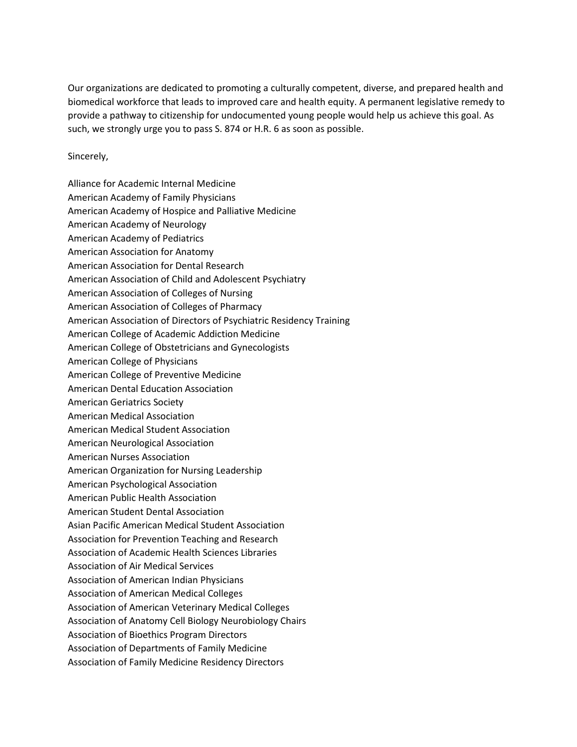Our organizations are dedicated to promoting a culturally competent, diverse, and prepared health and biomedical workforce that leads to improved care and health equity. A permanent legislative remedy to provide a pathway to citizenship for undocumented young people would help us achieve this goal. As such, we strongly urge you to pass S. 874 or H.R. 6 as soon as possible.

Sincerely,

Alliance for Academic Internal Medicine
American Academy of Family Physicians
American Academy of Hospice and Palliative Medicine
American Academy of Neurology
American Academy of Pediatrics
American Association for Anatomy
American Association for Dental Research
American Association of Child and Adolescent Psychiatry
American Association of Colleges of Nursing
American Association of Colleges of Pharmacy
American Association of Directors of Psychiatric Residency Training
American College of Academic Addiction Medicine
American College of Obstetricians and Gynecologists
American College of Physicians
American College of Preventive Medicine
American Dental Education Association
American Geriatrics Society
American Medical Association
American Medical Student Association
American Neurological Association
American Nurses Association
American Organization for Nursing Leadership
American Psychological Association
American Public Health Association
American Student Dental Association
Asian Pacific American Medical Student Association
Association for Prevention Teaching and Research
Association of Academic Health Sciences Libraries
Association of Air Medical Services
Association of American Indian Physicians
Association of American Medical Colleges
Association of American Veterinary Medical Colleges
Association of Anatomy Cell Biology Neurobiology Chairs
Association of Bioethics Program Directors
Association of Departments of Family Medicine
Association of Family Medicine Residency Directors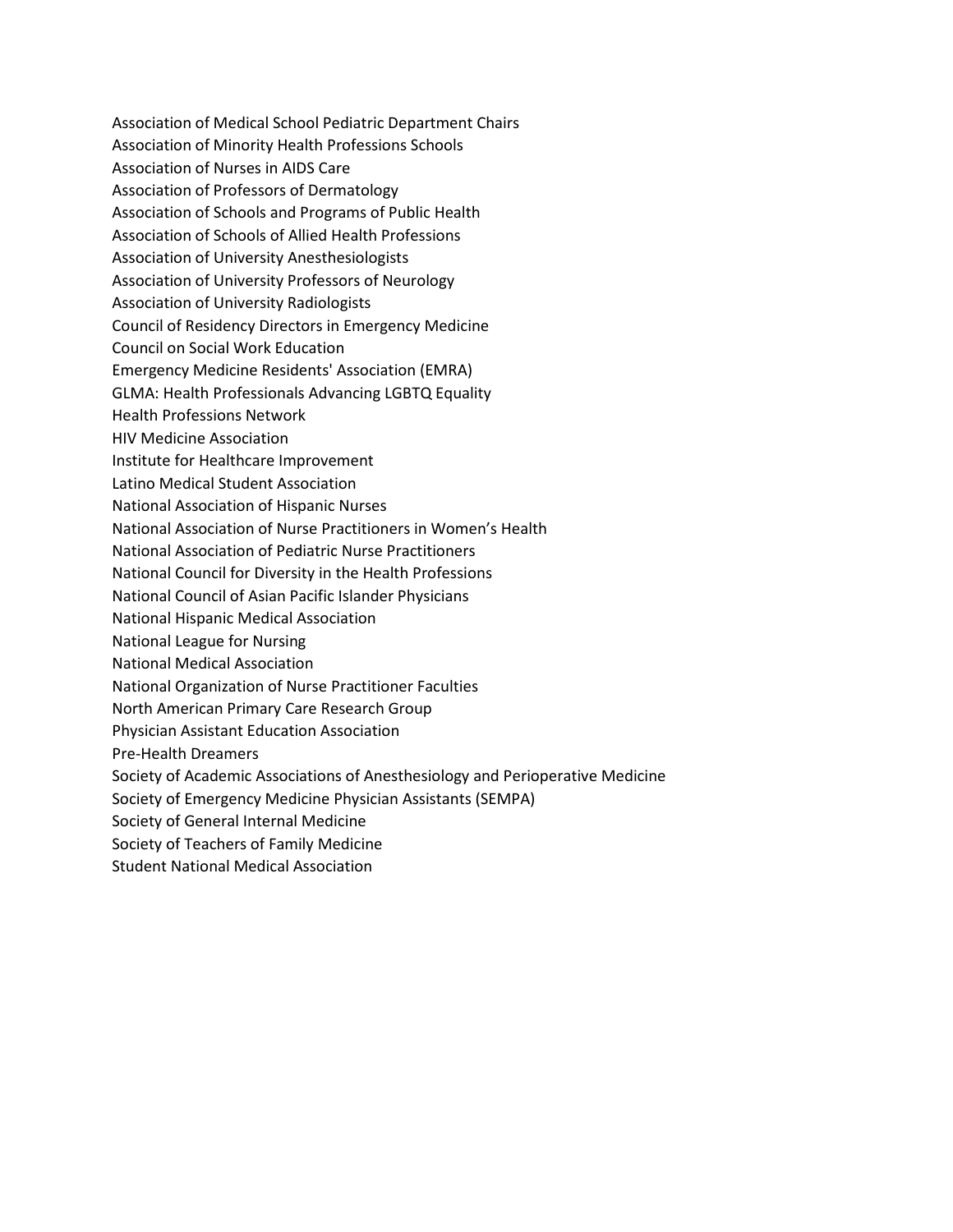Association of Medical School Pediatric Department Chairs
Association of Minority Health Professions Schools
Association of Nurses in AIDS Care
Association of Professors of Dermatology
Association of Schools and Programs of Public Health
Association of Schools of Allied Health Professions
Association of University Anesthesiologists
Association of University Professors of Neurology
Association of University Radiologists
Council of Residency Directors in Emergency Medicine
Council on Social Work Education
Emergency Medicine Residents' Association (EMRA)
GLMA: Health Professionals Advancing LGBTQ Equality
Health Professions Network
HIV Medicine Association
Institute for Healthcare Improvement
Latino Medical Student Association
National Association of Hispanic Nurses
National Association of Nurse Practitioners in Women's Health
National Association of Pediatric Nurse Practitioners
National Council for Diversity in the Health Professions
National Council of Asian Pacific Islander Physicians
National Hispanic Medical Association
National League for Nursing
National Medical Association
National Organization of Nurse Practitioner Faculties
North American Primary Care Research Group
Physician Assistant Education Association
Pre-Health Dreamers
Society of Academic Associations of Anesthesiology and Perioperative Medicine
Society of Emergency Medicine Physician Assistants (SEMPA)
Society of General Internal Medicine
Society of Teachers of Family Medicine
Student National Medical Association